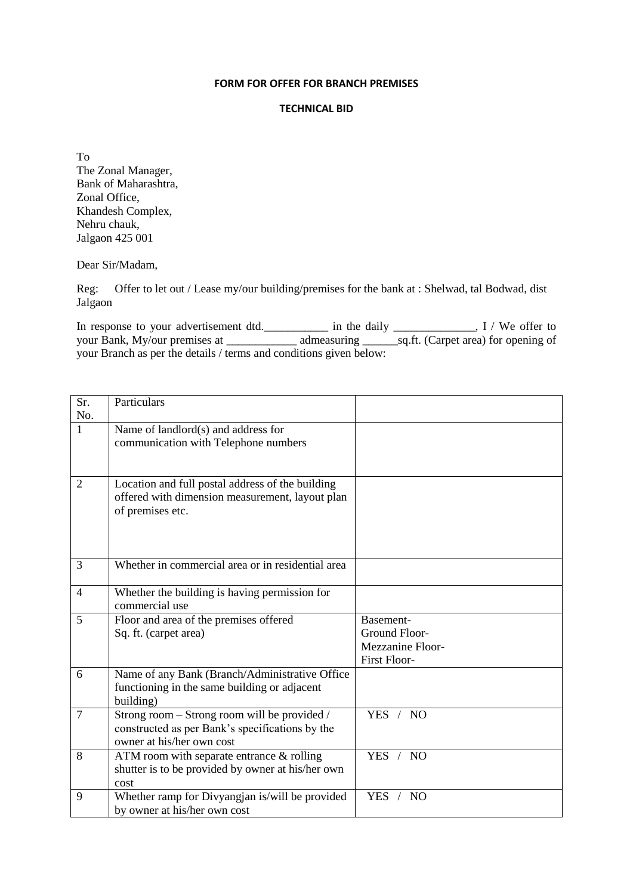**FORM FOR OFFER FOR BRANCH PREMISES**

**TECHNICAL BID**

To
The Zonal Manager,
Bank of Maharashtra,
Zonal Office,
Khandesh Complex,
Nehru chauk,
Jalgaon 425 001

Dear Sir/Madam,

Reg: Offer to let out / Lease my/our building/premises for the bank at : Shelwad, tal Bodwad, dist Jalgaon

In response to your advertisement dtd.___________ in the daily ______________, I / We offer to your Bank, My/our premises at ____________ admeasuring ______sq.ft. (Carpet area) for opening of your Branch as per the details / terms and conditions given below:

| Sr. No. | Particulars | |
|---|---|---|
| 1 | Name of landlord(s) and address for communication with Telephone numbers | |
| 2 | Location and full postal address of the building offered with dimension measurement, layout plan of premises etc. | |
| 3 | Whether in commercial area or in residential area | |
| 4 | Whether the building is having permission for commercial use | |
| 5 | Floor and area of the premises offered<br>Sq. ft. (carpet area) | Basement-<br>Ground Floor-<br>Mezzanine Floor-<br>First Floor- |
| 6 | Name of any Bank (Branch/Administrative Office functioning in the same building or adjacent building) | |
| 7 | Strong room – Strong room will be provided / constructed as per Bank's specifications by the owner at his/her own cost | YES / NO |
| 8 | ATM room with separate entrance & rolling shutter is to be provided by owner at his/her own cost | YES / NO |
| 9 | Whether ramp for Divyangjan is/will be provided by owner at his/her own cost | YES / NO |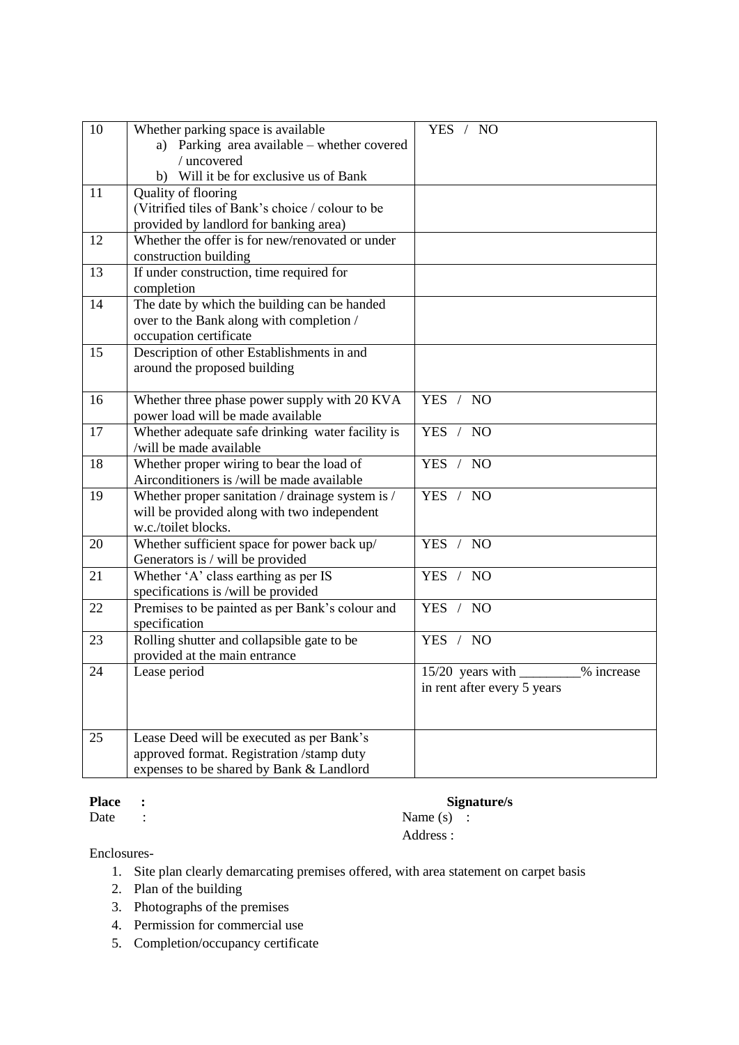| | | |
|---|---|---|
| 10 | Whether parking space is available<br>a) Parking area available – whether covered / uncovered<br>b) Will it be for exclusive us of Bank | YES / NO |
| 11 | Quality of flooring<br>(Vitrified tiles of Bank's choice / colour to be provided by landlord for banking area) | |
| 12 | Whether the offer is for new/renovated or under construction building | |
| 13 | If under construction, time required for completion | |
| 14 | The date by which the building can be handed over to the Bank along with completion / occupation certificate | |
| 15 | Description of other Establishments in and around the proposed building | |
| 16 | Whether three phase power supply with 20 KVA power load will be made available | YES / NO |
| 17 | Whether adequate safe drinking water facility is /will be made available | YES / NO |
| 18 | Whether proper wiring to bear the load of Airconditioners is /will be made available | YES / NO |
| 19 | Whether proper sanitation / drainage system is / will be provided along with two independent w.c./toilet blocks. | YES / NO |
| 20 | Whether sufficient space for power back up/ Generators is / will be provided | YES / NO |
| 21 | Whether 'A' class earthing as per IS specifications is /will be provided | YES / NO |
| 22 | Premises to be painted as per Bank's colour and specification | YES / NO |
| 23 | Rolling shutter and collapsible gate to be provided at the main entrance | YES / NO |
| 24 | Lease period | 15/20 years with _________% increase in rent after every 5 years |
| 25 | Lease Deed will be executed as per Bank's approved format. Registration /stamp duty expenses to be shared by Bank & Landlord | |

**Place** :

Date :

**Signature/s**

Name (s) :

Address :

Enclosures-

1. Site plan clearly demarcating premises offered, with area statement on carpet basis
2. Plan of the building
3. Photographs of the premises
4. Permission for commercial use
5. Completion/occupancy certificate